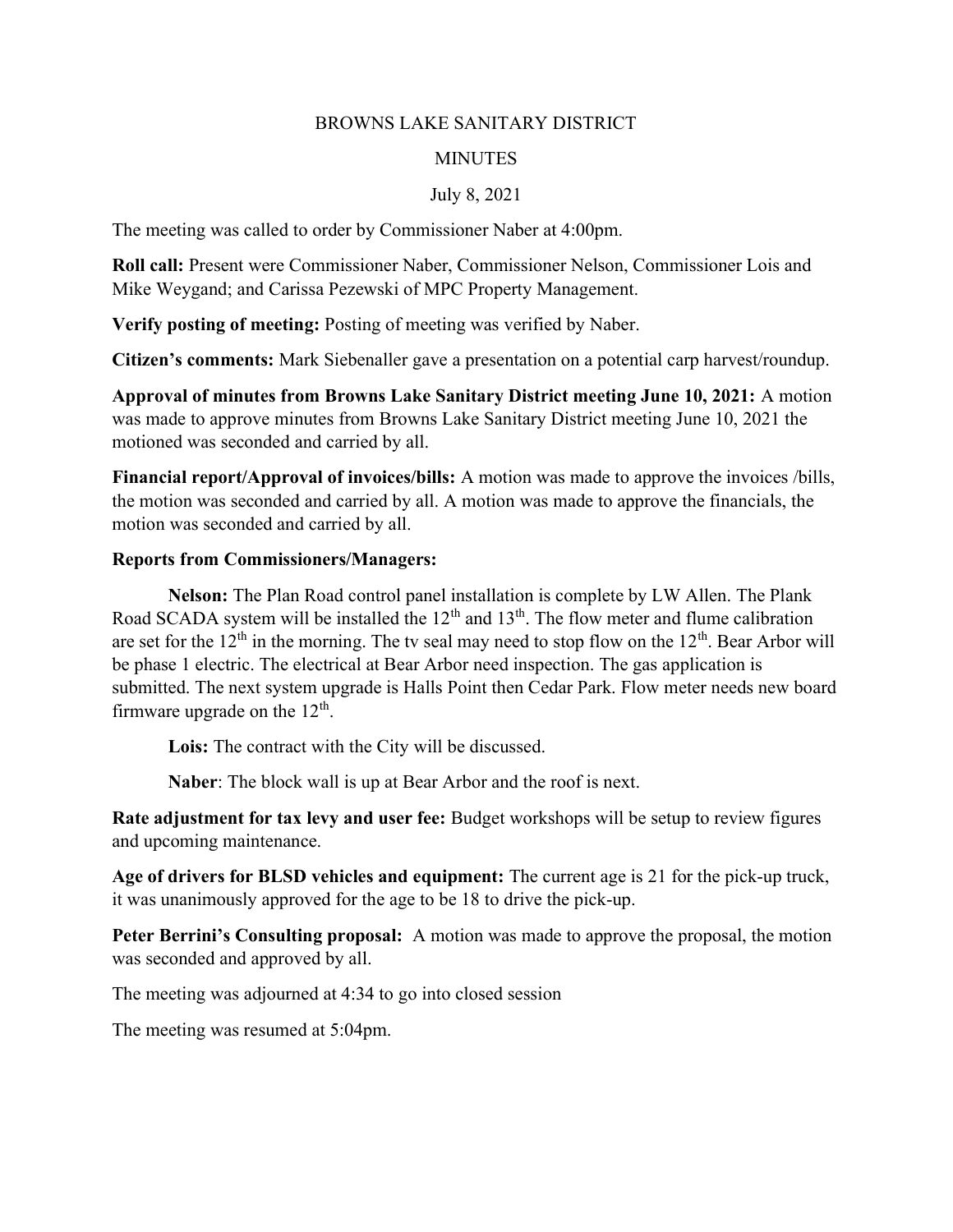BROWNS LAKE SANITARY DISTRICT

MINUTES

July 8, 2021

The meeting was called to order by Commissioner Naber at 4:00pm.

**Roll call:** Present were Commissioner Naber, Commissioner Nelson, Commissioner Lois and Mike Weygand; and Carissa Pezewski of MPC Property Management.

**Verify posting of meeting:** Posting of meeting was verified by Naber.

**Citizen's comments:** Mark Siebenaller gave a presentation on a potential carp harvest/roundup.

**Approval of minutes from Browns Lake Sanitary District meeting June 10, 2021:** A motion was made to approve minutes from Browns Lake Sanitary District meeting June 10, 2021 the motioned was seconded and carried by all.

**Financial report/Approval of invoices/bills:** A motion was made to approve the invoices /bills, the motion was seconded and carried by all. A motion was made to approve the financials, the motion was seconded and carried by all.

**Reports from Commissioners/Managers:**

**Nelson:** The Plan Road control panel installation is complete by LW Allen. The Plank Road SCADA system will be installed the 12th and 13th. The flow meter and flume calibration are set for the 12th in the morning. The tv seal may need to stop flow on the 12th. Bear Arbor will be phase 1 electric. The electrical at Bear Arbor need inspection. The gas application is submitted. The next system upgrade is Halls Point then Cedar Park. Flow meter needs new board firmware upgrade on the 12th.

**Lois:** The contract with the City will be discussed.

**Naber**: The block wall is up at Bear Arbor and the roof is next.

**Rate adjustment for tax levy and user fee:** Budget workshops will be setup to review figures and upcoming maintenance.

**Age of drivers for BLSD vehicles and equipment:** The current age is 21 for the pick-up truck, it was unanimously approved for the age to be 18 to drive the pick-up.

**Peter Berrini's Consulting proposal:** A motion was made to approve the proposal, the motion was seconded and approved by all.

The meeting was adjourned at 4:34 to go into closed session

The meeting was resumed at 5:04pm.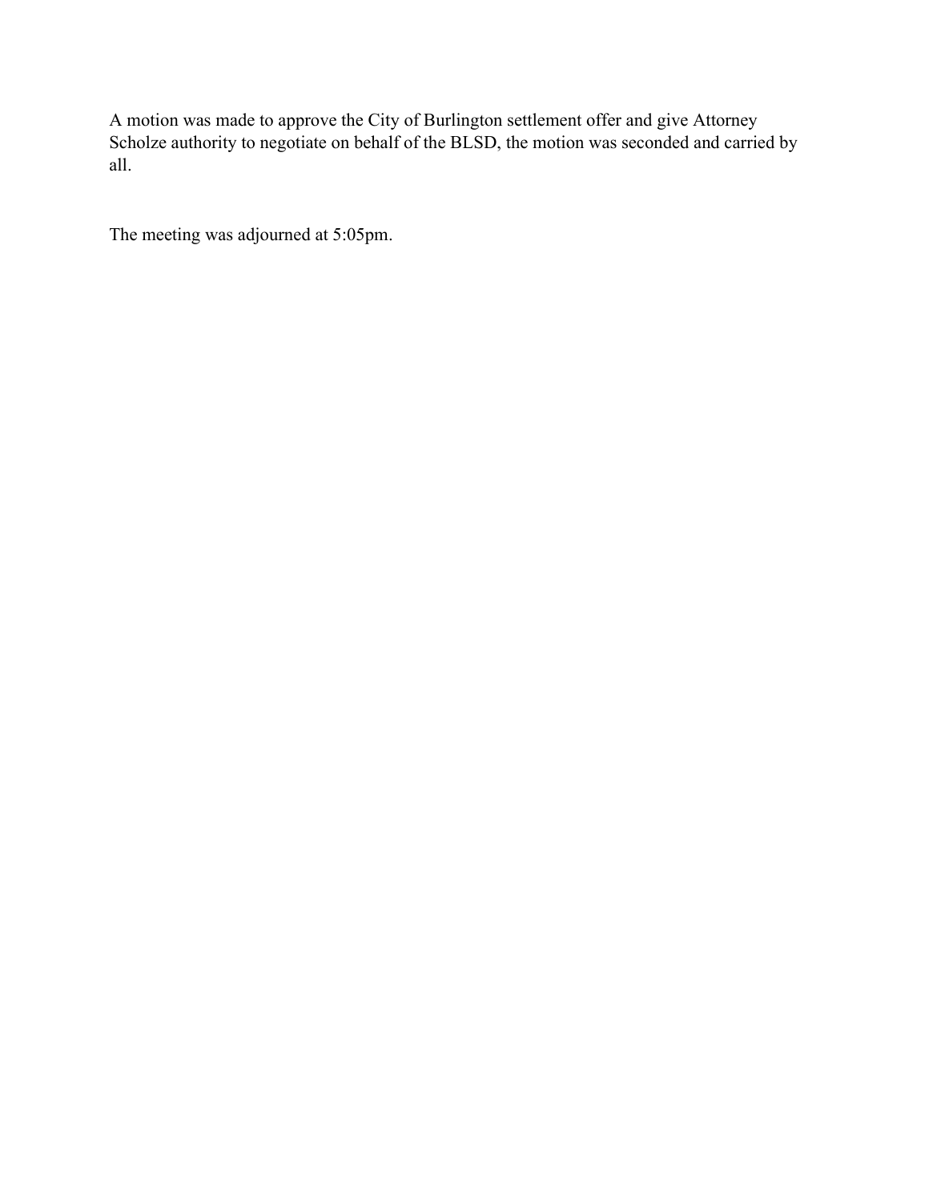A motion was made to approve the City of Burlington settlement offer and give Attorney Scholze authority to negotiate on behalf of the BLSD, the motion was seconded and carried by all.

The meeting was adjourned at 5:05pm.